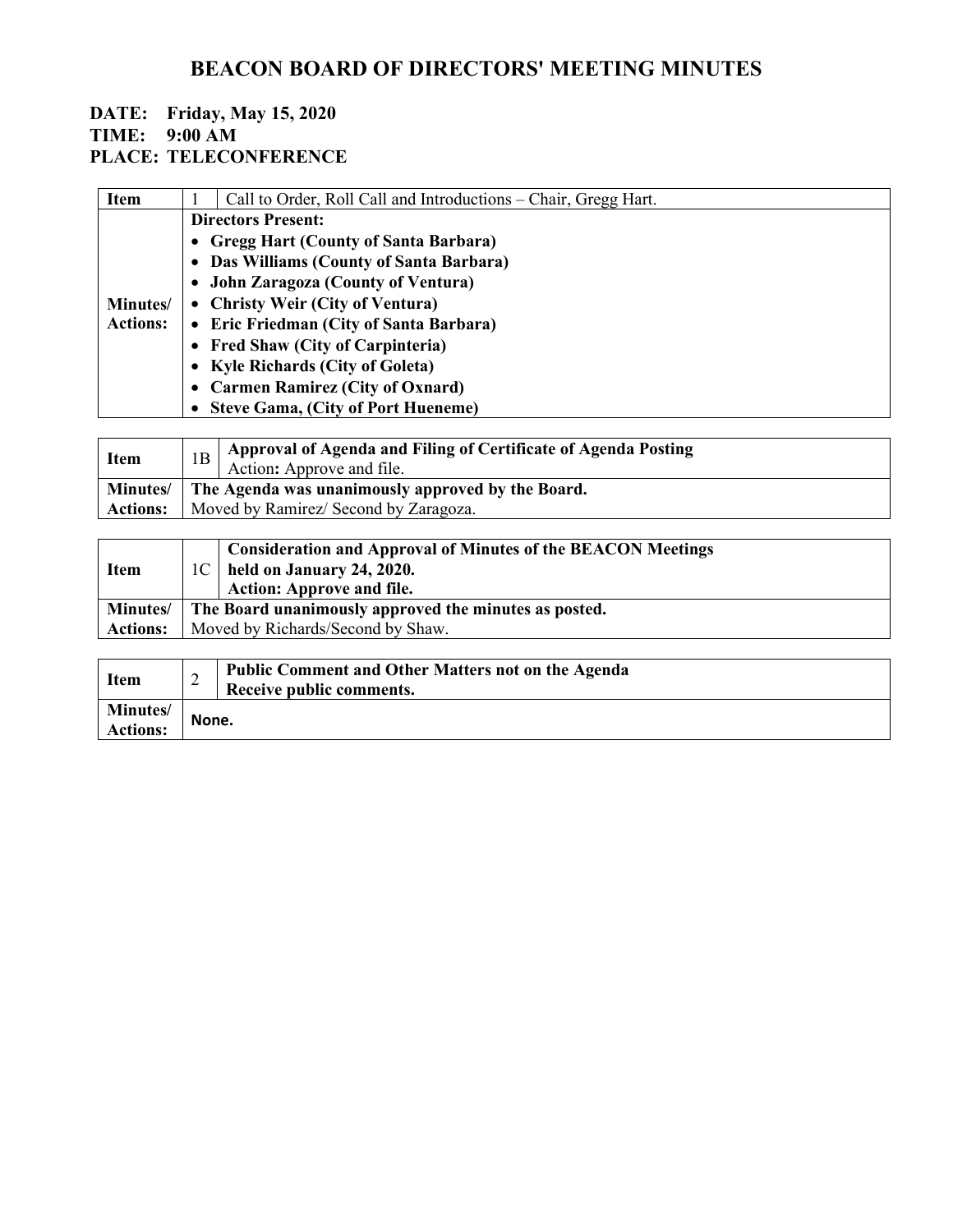# BEACON BOARD OF DIRECTORS' MEETING MINUTES

**DATE: Friday, May 15, 2020**
**TIME: 9:00 AM**
**PLACE: TELECONFERENCE**

| **Item** | 1 | Call to Order, Roll Call and Introductions – Chair, Gregg Hart. |
|---|---|---|
| **Minutes/ Actions:** | **Directors Present:**<br>• **Gregg Hart (County of Santa Barbara)**<br>• **Das Williams (County of Santa Barbara)**<br>• **John Zaragoza (County of Ventura)**<br>• **Christy Weir (City of Ventura)**<br>• **Eric Friedman (City of Santa Barbara)**<br>• **Fred Shaw (City of Carpinteria)**<br>• **Kyle Richards (City of Goleta)**<br>• **Carmen Ramirez (City of Oxnard)**<br>• **Steve Gama, (City of Port Hueneme)** | |

| **Item** | 1B | **Approval of Agenda and Filing of Certificate of Agenda Posting**<br>Action**:** Approve and file. |
|---|---|---|
| **Minutes/ Actions:** | **The Agenda was unanimously approved by the Board.**<br>Moved by Ramirez/ Second by Zaragoza. | |

| **Item** | 1C | **Consideration and Approval of Minutes of the BEACON Meetings held on January 24, 2020.**<br>**Action: Approve and file.** |
|---|---|---|
| **Minutes/ Actions:** | **The Board unanimously approved the minutes as posted.**<br>Moved by Richards/Second by Shaw. | |

| **Item** | 2 | **Public Comment and Other Matters not on the Agenda**<br>**Receive public comments.** |
|---|---|---|
| **Minutes/ Actions:** | **None.** | |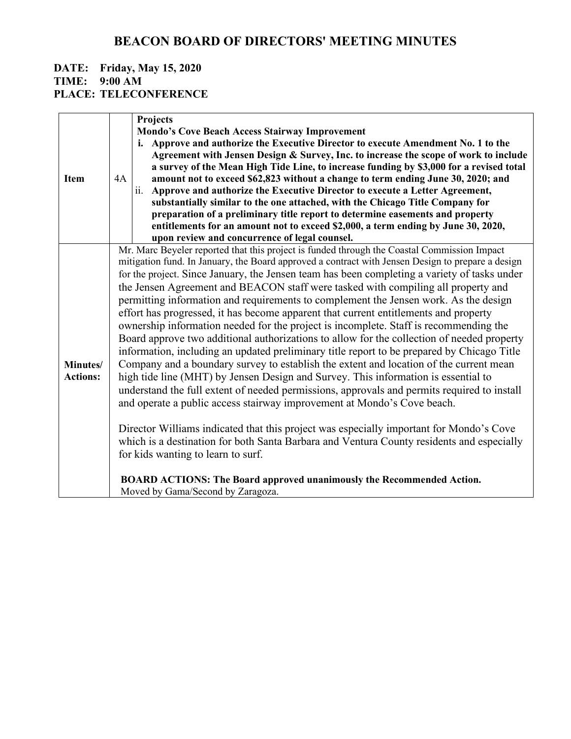# BEACON BOARD OF DIRECTORS' MEETING MINUTES

**DATE: Friday, May 15, 2020**
**TIME: 9:00 AM**
**PLACE: TELECONFERENCE**

| | | |
|---|---|---|
| **Item** | 4A | **Projects**<br>**Mondo's Cove Beach Access Stairway Improvement**<br>**i. Approve and authorize the Executive Director to execute Amendment No. 1 to the Agreement with Jensen Design & Survey, Inc. to increase the scope of work to include a survey of the Mean High Tide Line, to increase funding by $3,000 for a revised total amount not to exceed $62,823 without a change to term ending June 30, 2020; and**<br>ii. **Approve and authorize the Executive Director to execute a Letter Agreement, substantially similar to the one attached, with the Chicago Title Company for preparation of a preliminary title report to determine easements and property entitlements for an amount not to exceed $2,000, a term ending by June 30, 2020, upon review and concurrence of legal counsel.** |
| **Minutes/ Actions:** | | Mr. Marc Beyeler reported that this project is funded through the Coastal Commission Impact mitigation fund. In January, the Board approved a contract with Jensen Design to prepare a design for the project. Since January, the Jensen team has been completing a variety of tasks under the Jensen Agreement and BEACON staff were tasked with compiling all property and permitting information and requirements to complement the Jensen work. As the design effort has progressed, it has become apparent that current entitlements and property ownership information needed for the project is incomplete. Staff is recommending the Board approve two additional authorizations to allow for the collection of needed property information, including an updated preliminary title report to be prepared by Chicago Title Company and a boundary survey to establish the extent and location of the current mean high tide line (MHT) by Jensen Design and Survey. This information is essential to understand the full extent of needed permissions, approvals and permits required to install and operate a public access stairway improvement at Mondo's Cove beach.<br><br>Director Williams indicated that this project was especially important for Mondo's Cove which is a destination for both Santa Barbara and Ventura County residents and especially for kids wanting to learn to surf.<br><br>**BOARD ACTIONS: The Board approved unanimously the Recommended Action.**<br>Moved by Gama/Second by Zaragoza. |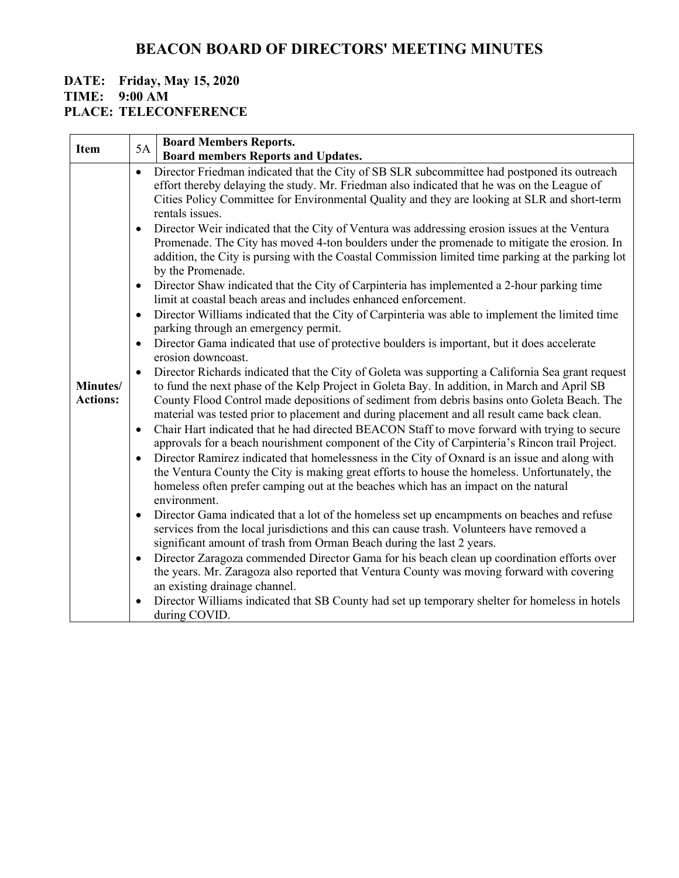# BEACON BOARD OF DIRECTORS' MEETING MINUTES

**DATE: Friday, May 15, 2020**
**TIME: 9:00 AM**
**PLACE: TELECONFERENCE**

| **Item** | 5A | **Board Members Reports.** **Board members Reports and Updates.** |
|---|---|---|
| **Minutes/ Actions:** | | • Director Friedman indicated that the City of SB SLR subcommittee had postponed its outreach effort thereby delaying the study. Mr. Friedman also indicated that he was on the League of Cities Policy Committee for Environmental Quality and they are looking at SLR and short-term rentals issues. <br> • Director Weir indicated that the City of Ventura was addressing erosion issues at the Ventura Promenade. The City has moved 4-ton boulders under the promenade to mitigate the erosion. In addition, the City is pursing with the Coastal Commission limited time parking at the parking lot by the Promenade. <br> • Director Shaw indicated that the City of Carpinteria has implemented a 2-hour parking time limit at coastal beach areas and includes enhanced enforcement. <br> • Director Williams indicated that the City of Carpinteria was able to implement the limited time parking through an emergency permit. <br> • Director Gama indicated that use of protective boulders is important, but it does accelerate erosion downcoast. <br> • Director Richards indicated that the City of Goleta was supporting a California Sea grant request to fund the next phase of the Kelp Project in Goleta Bay. In addition, in March and April SB County Flood Control made depositions of sediment from debris basins onto Goleta Beach. The material was tested prior to placement and during placement and all result came back clean. <br> • Chair Hart indicated that he had directed BEACON Staff to move forward with trying to secure approvals for a beach nourishment component of the City of Carpinteria's Rincon trail Project. <br> • Director Ramirez indicated that homelessness in the City of Oxnard is an issue and along with the Ventura County the City is making great efforts to house the homeless. Unfortunately, the homeless often prefer camping out at the beaches which has an impact on the natural environment. <br> • Director Gama indicated that a lot of the homeless set up encampments on beaches and refuse services from the local jurisdictions and this can cause trash. Volunteers have removed a significant amount of trash from Orman Beach during the last 2 years. <br> • Director Zaragoza commended Director Gama for his beach clean up coordination efforts over the years. Mr. Zaragoza also reported that Ventura County was moving forward with covering an existing drainage channel. <br> • Director Williams indicated that SB County had set up temporary shelter for homeless in hotels during COVID. |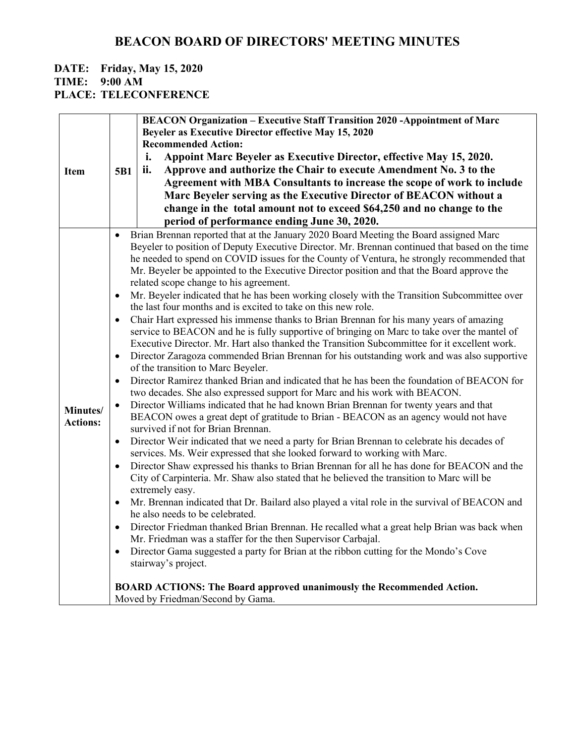# BEACON BOARD OF DIRECTORS' MEETING MINUTES

**DATE: Friday, May 15, 2020**
**TIME: 9:00 AM**
**PLACE: TELECONFERENCE**

| | | |
|---|---|---|
| **Item** | **5B1** | **BEACON Organization – Executive Staff Transition 2020 -Appointment of Marc Beyeler as Executive Director effective May 15, 2020**<br>**Recommended Action:**<br>**i. Appoint Marc Beyeler as Executive Director, effective May 15, 2020.**<br>**ii. Approve and authorize the Chair to execute Amendment No. 3 to the Agreement with MBA Consultants to increase the scope of work to include Marc Beyeler serving as the Executive Director of BEACON without a change in the total amount not to exceed $64,250 and no change to the period of performance ending June 30, 2020.** |
| **Minutes/ Actions:** | | • Brian Brennan reported that at the January 2020 Board Meeting the Board assigned Marc Beyeler to position of Deputy Executive Director. Mr. Brennan continued that based on the time he needed to spend on COVID issues for the County of Ventura, he strongly recommended that Mr. Beyeler be appointed to the Executive Director position and that the Board approve the related scope change to his agreement.<br>• Mr. Beyeler indicated that he has been working closely with the Transition Subcommittee over the last four months and is excited to take on this new role.<br>• Chair Hart expressed his immense thanks to Brian Brennan for his many years of amazing service to BEACON and he is fully supportive of bringing on Marc to take over the mantel of Executive Director. Mr. Hart also thanked the Transition Subcommittee for it excellent work.<br>• Director Zaragoza commended Brian Brennan for his outstanding work and was also supportive of the transition to Marc Beyeler.<br>• Director Ramirez thanked Brian and indicated that he has been the foundation of BEACON for two decades. She also expressed support for Marc and his work with BEACON.<br>• Director Williams indicated that he had known Brian Brennan for twenty years and that BEACON owes a great dept of gratitude to Brian - BEACON as an agency would not have survived if not for Brian Brennan.<br>• Director Weir indicated that we need a party for Brian Brennan to celebrate his decades of services. Ms. Weir expressed that she looked forward to working with Marc.<br>• Director Shaw expressed his thanks to Brian Brennan for all he has done for BEACON and the City of Carpinteria. Mr. Shaw also stated that he believed the transition to Marc will be extremely easy.<br>• Mr. Brennan indicated that Dr. Bailard also played a vital role in the survival of BEACON and he also needs to be celebrated.<br>• Director Friedman thanked Brian Brennan. He recalled what a great help Brian was back when Mr. Friedman was a staffer for the then Supervisor Carbajal.<br>• Director Gama suggested a party for Brian at the ribbon cutting for the Mondo's Cove stairway's project.<br><br>**BOARD ACTIONS: The Board approved unanimously the Recommended Action.**<br>Moved by Friedman/Second by Gama. |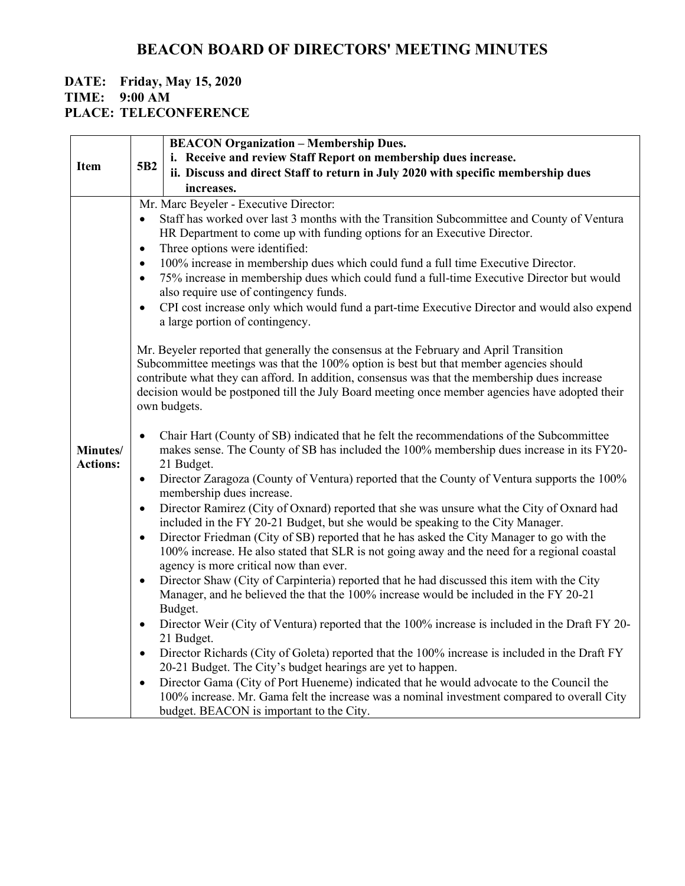# BEACON BOARD OF DIRECTORS' MEETING MINUTES

**DATE: Friday, May 15, 2020**
**TIME: 9:00 AM**
**PLACE: TELECONFERENCE**

| **Item** | **5B2** | **BEACON Organization – Membership Dues.**<br>**i. Receive and review Staff Report on membership dues increase.**<br>**ii. Discuss and direct Staff to return in July 2020 with specific membership dues increases.** |
|---|---|---|
| **Minutes/ Actions:** | | Mr. Marc Beyeler - Executive Director:<br>• Staff has worked over last 3 months with the Transition Subcommittee and County of Ventura HR Department to come up with funding options for an Executive Director.<br>• Three options were identified:<br>• 100% increase in membership dues which could fund a full time Executive Director.<br>• 75% increase in membership dues which could fund a full-time Executive Director but would also require use of contingency funds.<br>• CPI cost increase only which would fund a part-time Executive Director and would also expend a large portion of contingency.<br><br>Mr. Beyeler reported that generally the consensus at the February and April Transition Subcommittee meetings was that the 100% option is best but that member agencies should contribute what they can afford. In addition, consensus was that the membership dues increase decision would be postponed till the July Board meeting once member agencies have adopted their own budgets.<br><br>• Chair Hart (County of SB) indicated that he felt the recommendations of the Subcommittee makes sense. The County of SB has included the 100% membership dues increase in its FY20-21 Budget.<br>• Director Zaragoza (County of Ventura) reported that the County of Ventura supports the 100% membership dues increase.<br>• Director Ramirez (City of Oxnard) reported that she was unsure what the City of Oxnard had included in the FY 20-21 Budget, but she would be speaking to the City Manager.<br>• Director Friedman (City of SB) reported that he has asked the City Manager to go with the 100% increase. He also stated that SLR is not going away and the need for a regional coastal agency is more critical now than ever.<br>• Director Shaw (City of Carpinteria) reported that he had discussed this item with the City Manager, and he believed the that the 100% increase would be included in the FY 20-21 Budget.<br>• Director Weir (City of Ventura) reported that the 100% increase is included in the Draft FY 20-21 Budget.<br>• Director Richards (City of Goleta) reported that the 100% increase is included in the Draft FY 20-21 Budget. The City's budget hearings are yet to happen.<br>• Director Gama (City of Port Hueneme) indicated that he would advocate to the Council the 100% increase. Mr. Gama felt the increase was a nominal investment compared to overall City budget. BEACON is important to the City. |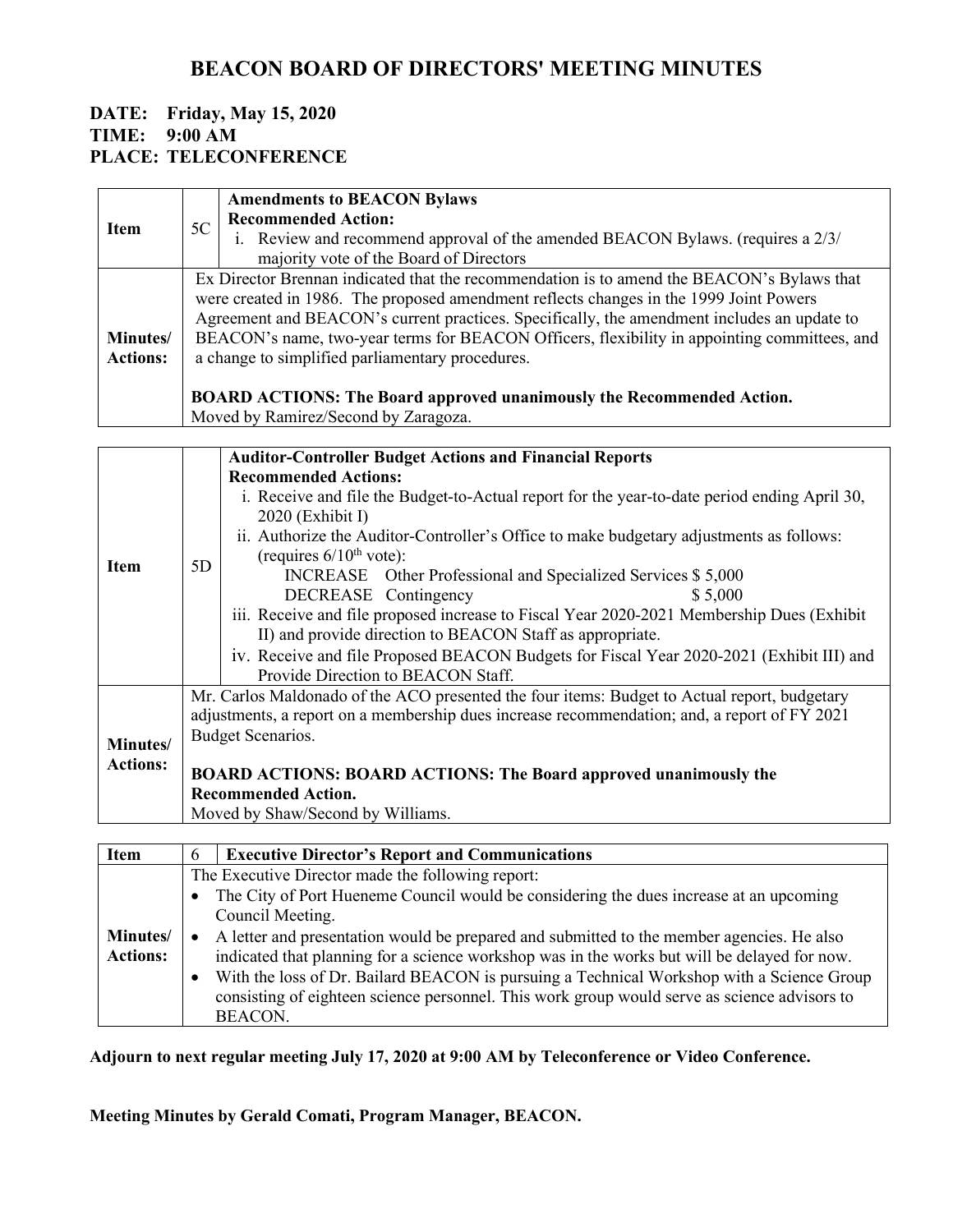# BEACON BOARD OF DIRECTORS' MEETING MINUTES

**DATE: Friday, May 15, 2020**
**TIME: 9:00 AM**
**PLACE: TELECONFERENCE**

| | | |
|---|---|---|
| **Item** | 5C | **Amendments to BEACON Bylaws**<br>**Recommended Action:**<br>i. Review and recommend approval of the amended BEACON Bylaws. (requires a 2/3/ majority vote of the Board of Directors |
| **Minutes/ Actions:** | | Ex Director Brennan indicated that the recommendation is to amend the BEACON's Bylaws that were created in 1986. The proposed amendment reflects changes in the 1999 Joint Powers Agreement and BEACON's current practices. Specifically, the amendment includes an update to BEACON's name, two-year terms for BEACON Officers, flexibility in appointing committees, and a change to simplified parliamentary procedures.<br><br>**BOARD ACTIONS: The Board approved unanimously the Recommended Action.**<br>Moved by Ramirez/Second by Zaragoza. |

| | | |
|---|---|---|
| **Item** | 5D | **Auditor-Controller Budget Actions and Financial Reports**<br>**Recommended Actions:**<br>i. Receive and file the Budget-to-Actual report for the year-to-date period ending April 30, 2020 (Exhibit I)<br>ii. Authorize the Auditor-Controller's Office to make budgetary adjustments as follows: (requires $6/10^{th}$ vote):<br>INCREASE Other Professional and Specialized Services $ 5,000<br>DECREASE Contingency $ 5,000<br>iii. Receive and file proposed increase to Fiscal Year 2020-2021 Membership Dues (Exhibit II) and provide direction to BEACON Staff as appropriate.<br>iv. Receive and file Proposed BEACON Budgets for Fiscal Year 2020-2021 (Exhibit III) and Provide Direction to BEACON Staff. |
| **Minutes/ Actions:** | | Mr. Carlos Maldonado of the ACO presented the four items: Budget to Actual report, budgetary adjustments, a report on a membership dues increase recommendation; and, a report of FY 2021 Budget Scenarios.<br><br>**BOARD ACTIONS: BOARD ACTIONS: The Board approved unanimously the Recommended Action.**<br>Moved by Shaw/Second by Williams. |

| **Item** | 6 | **Executive Director's Report and Communications** |
|---|---|---|
| **Minutes/ Actions:** | | The Executive Director made the following report:<br>• The City of Port Hueneme Council would be considering the dues increase at an upcoming Council Meeting.<br>• A letter and presentation would be prepared and submitted to the member agencies. He also indicated that planning for a science workshop was in the works but will be delayed for now.<br>• With the loss of Dr. Bailard BEACON is pursuing a Technical Workshop with a Science Group consisting of eighteen science personnel. This work group would serve as science advisors to BEACON. |

**Adjourn to next regular meeting July 17, 2020 at 9:00 AM by Teleconference or Video Conference.**

**Meeting Minutes by Gerald Comati, Program Manager, BEACON.**